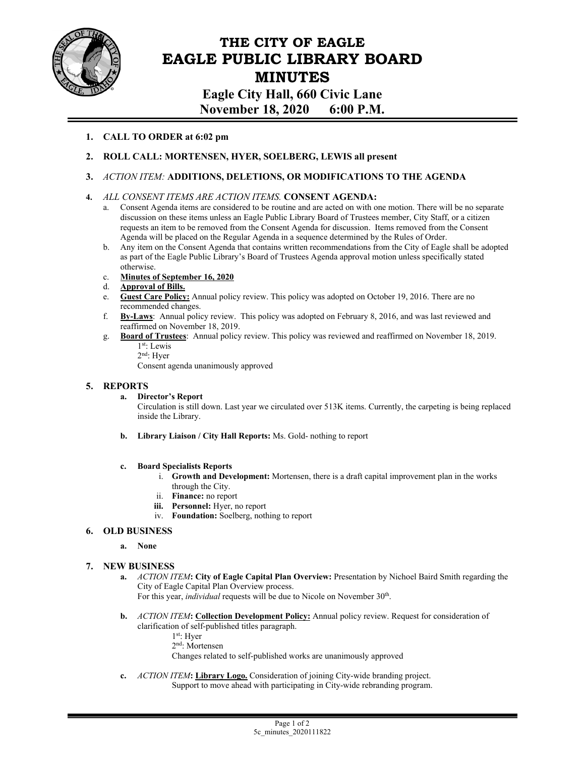# THE CITY OF EAGLE
# EAGLE PUBLIC LIBRARY BOARD
# MINUTES
## Eagle City Hall, 660 Civic Lane
## November 18, 2020 6:00 P.M.

1. **CALL TO ORDER at 6:02 pm**

2. **ROLL CALL: MORTENSEN, HYER, SOELBERG, LEWIS all present**

3. *ACTION ITEM:* **ADDITIONS, DELETIONS, OR MODIFICATIONS TO THE AGENDA**

4. *ALL CONSENT ITEMS ARE ACTION ITEMS.* **CONSENT AGENDA:**
   a. Consent Agenda items are considered to be routine and are acted on with one motion. There will be no separate discussion on these items unless an Eagle Public Library Board of Trustees member, City Staff, or a citizen requests an item to be removed from the Consent Agenda for discussion. Items removed from the Consent Agenda will be placed on the Regular Agenda in a sequence determined by the Rules of Order.
   b. Any item on the Consent Agenda that contains written recommendations from the City of Eagle shall be adopted as part of the Eagle Public Library's Board of Trustees Agenda approval motion unless specifically stated otherwise.
   c. **Minutes of September 16, 2020**
   d. **Approval of Bills.**
   e. **Guest Care Policy:** Annual policy review. This policy was adopted on October 19, 2016. There are no recommended changes.
   f. **By-Laws**: Annual policy review. This policy was adopted on February 8, 2016, and was last reviewed and reaffirmed on November 18, 2019.
   g. **Board of Trustees**: Annual policy review. This policy was reviewed and reaffirmed on November 18, 2019.
      1st: Lewis
      2nd: Hyer
      Consent agenda unanimously approved

5. **REPORTS**
   a. **Director's Report**
      Circulation is still down. Last year we circulated over 513K items. Currently, the carpeting is being replaced inside the Library.

   b. **Library Liaison / City Hall Reports:** Ms. Gold- nothing to report

   c. **Board Specialists Reports**
      i. **Growth and Development:** Mortensen, there is a draft capital improvement plan in the works through the City.
      ii. **Finance:** no report
      iii. **Personnel:** Hyer, no report
      iv. **Foundation:** Soelberg, nothing to report

6. **OLD BUSINESS**
   a. **None**

7. **NEW BUSINESS**
   a. *ACTION ITEM*: **City of Eagle Capital Plan Overview:** Presentation by Nichoel Baird Smith regarding the City of Eagle Capital Plan Overview process.
      For this year, *individual* requests will be due to Nicole on November 30th.

   b. *ACTION ITEM*: **Collection Development Policy:** Annual policy review. Request for consideration of clarification of self-published titles paragraph.
      1st: Hyer
      2nd: Mortensen
      Changes related to self-published works are unanimously approved

   c. *ACTION ITEM*: **Library Logo.** Consideration of joining City-wide branding project.
      Support to move ahead with participating in City-wide rebranding program.

5c_minutes_2020111822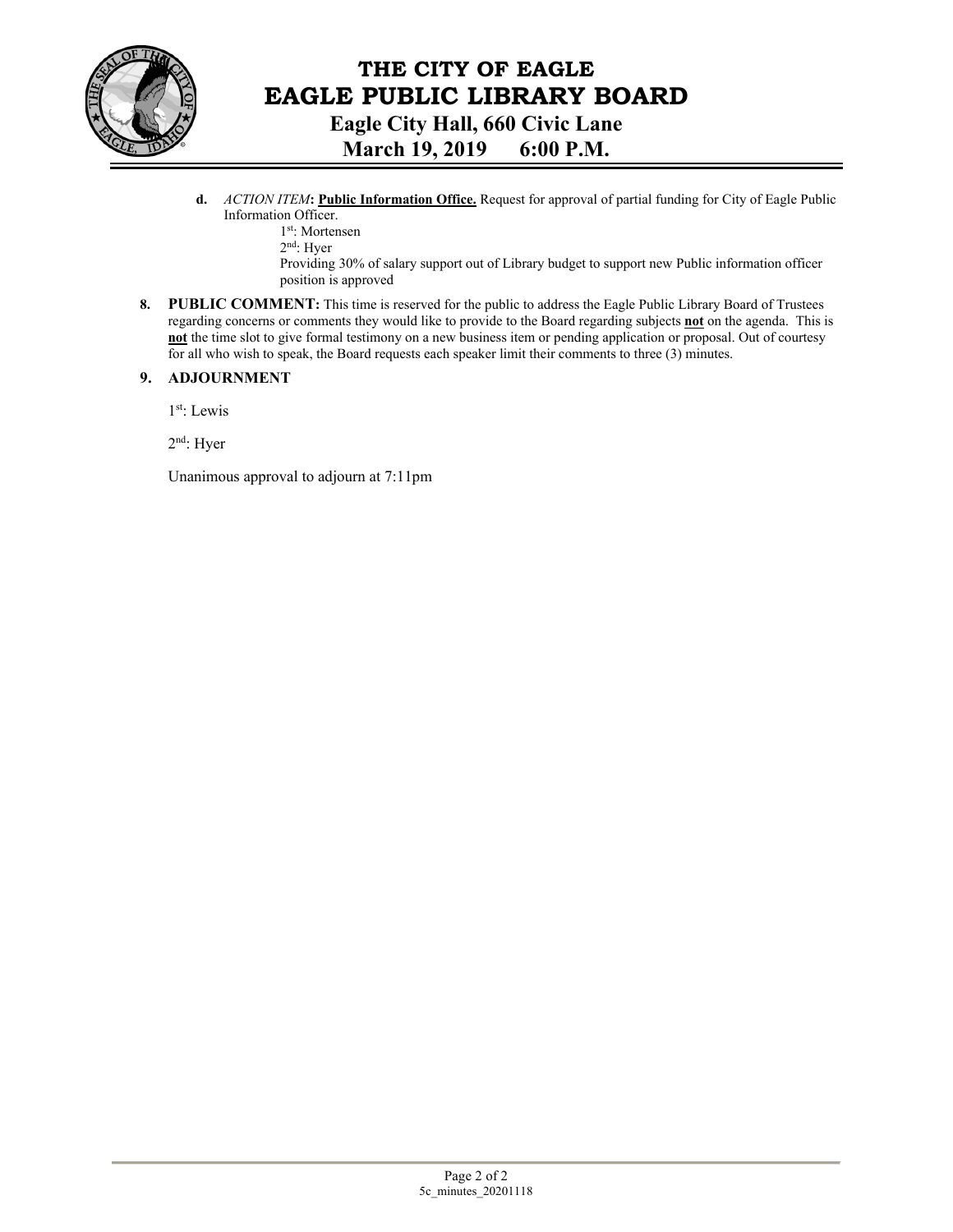# THE CITY OF EAGLE
# EAGLE PUBLIC LIBRARY BOARD
## Eagle City Hall, 660 Civic Lane
## March 19, 2019 6:00 P.M.

**d.** *ACTION ITEM*: **Public Information Office.** Request for approval of partial funding for City of Eagle Public Information Officer.

1st: Mortensen

2nd: Hyer

Providing 30% of salary support out of Library budget to support new Public information officer position is approved

**8. PUBLIC COMMENT:** This time is reserved for the public to address the Eagle Public Library Board of Trustees regarding concerns or comments they would like to provide to the Board regarding subjects **not** on the agenda. This is **not** the time slot to give formal testimony on a new business item or pending application or proposal. Out of courtesy for all who wish to speak, the Board requests each speaker limit their comments to three (3) minutes.

**9. ADJOURNMENT**

1st: Lewis

2nd: Hyer

Unanimous approval to adjourn at 7:11pm

5c_minutes_20201118